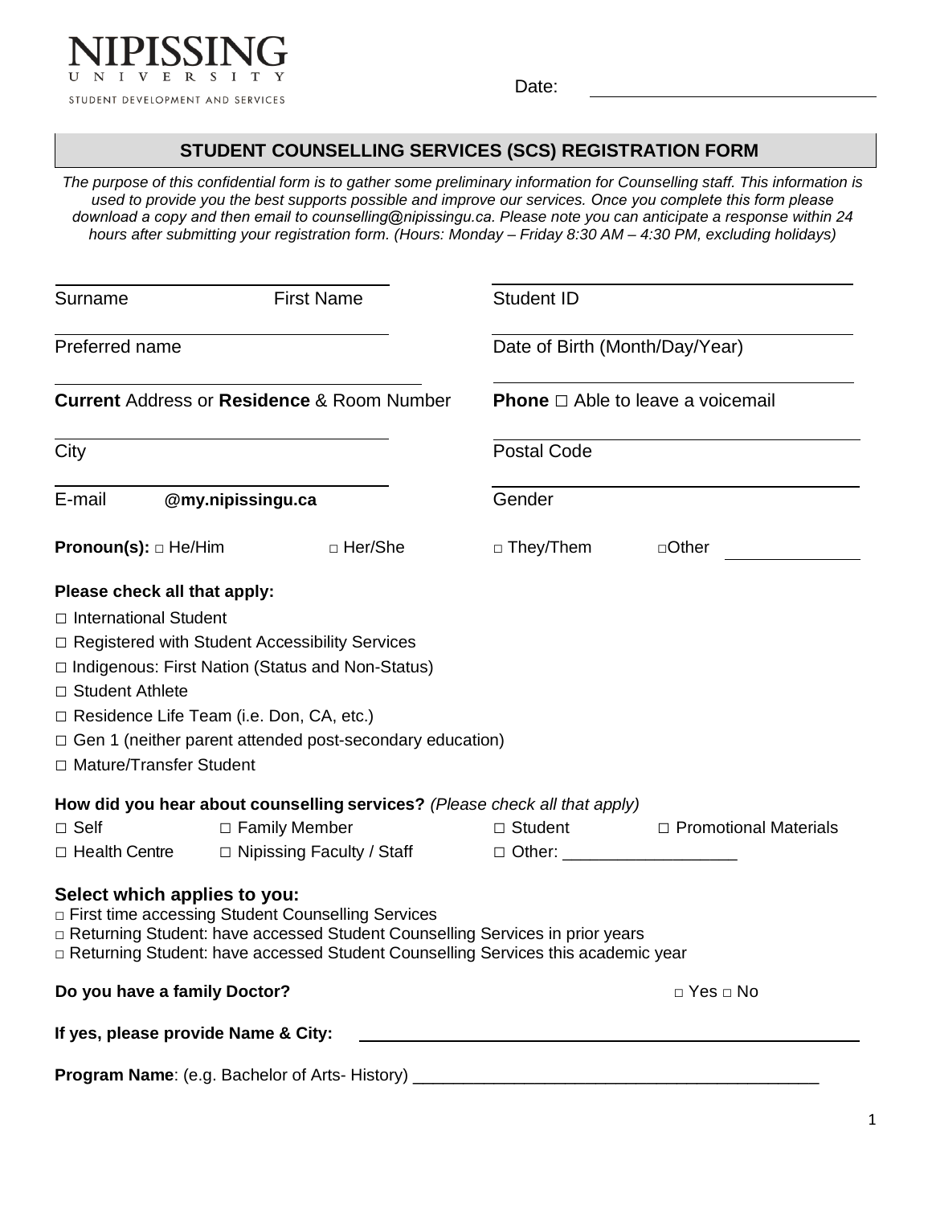NIPISSING UNIVERSITY

STUDENT DEVELOPMENT AND SERVICES

Date: ______________________________

## STUDENT COUNSELLING SERVICES (SCS) REGISTRATION FORM

*The purpose of this confidential form is to gather some preliminary information for Counselling staff. This information is used to provide you the best supports possible and improve our services. Once you complete this form please download a copy and then email to counselling@nipissingu.ca. Please note you can anticipate a response within 24 hours after submitting your registration form. (Hours: Monday – Friday 8:30 AM – 4:30 PM, excluding holidays)*

______________________________ ______________________________
Surname First Name Student ID

______________________________ ______________________________
Preferred name Date of Birth (Month/Day/Year)

______________________________ ______________________________
**Current** Address or **Residence** & Room Number **Phone** □ Able to leave a voicemail

______________________________ ______________________________
City Postal Code

______________________________ ______________________________
E-mail **@my.nipissingu.ca** Gender

**Pronoun(s):** □ He/Him □ Her/She □ They/Them □Other ____________

**Please check all that apply:**

□ International Student
□ Registered with Student Accessibility Services
□ Indigenous: First Nation (Status and Non-Status)
□ Student Athlete
□ Residence Life Team (i.e. Don, CA, etc.)
□ Gen 1 (neither parent attended post-secondary education)
□ Mature/Transfer Student

**How did you hear about counselling services?** *(Please check all that apply)*

□ Self □ Family Member □ Student □ Promotional Materials
□ Health Centre □ Nipissing Faculty / Staff □ Other: __________________

**Select which applies to you:**

□ First time accessing Student Counselling Services
□ Returning Student: have accessed Student Counselling Services in prior years
□ Returning Student: have accessed Student Counselling Services this academic year

**Do you have a family Doctor?** □ Yes □ No

**If yes, please provide Name & City:** ________________________________________

**Program Name**: (e.g. Bachelor of Arts- History) ___________________________________________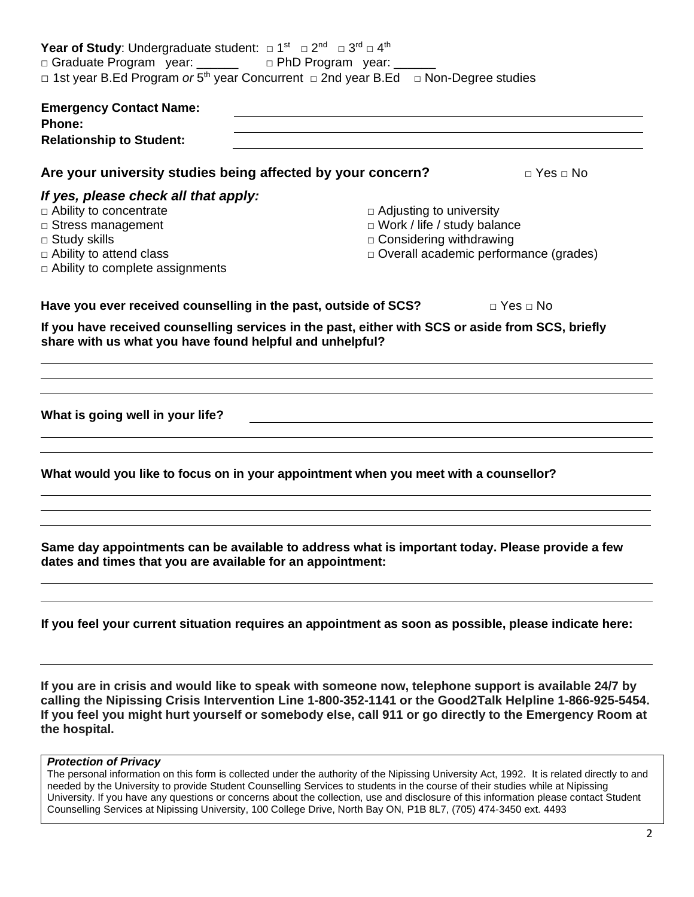**Year of Study**: Undergraduate student: □ 1st □ 2nd □ 3rd □ 4th

□ Graduate Program year: ______ □ PhD Program year: ______

□ 1st year B.Ed Program *or* 5th year Concurrent □ 2nd year B.Ed □ Non-Degree studies

**Emergency Contact Name:** ____________________

**Phone:** ____________________

**Relationship to Student:** ____________________

**Are your university studies being affected by your concern?** □ Yes □ No

***If yes, please check all that apply:***

□ Ability to concentrate

□ Stress management

□ Study skills

□ Ability to attend class

□ Ability to complete assignments

□ Adjusting to university

□ Work / life / study balance

□ Considering withdrawing

□ Overall academic performance (grades)

**Have you ever received counselling in the past, outside of SCS?** □ Yes □ No

**If you have received counselling services in the past, either with SCS or aside from SCS, briefly share with us what you have found helpful and unhelpful?**

____________________

____________________

____________________

**What is going well in your life?** ____________________

____________________

____________________

**What would you like to focus on in your appointment when you meet with a counsellor?**

____________________

____________________

____________________

**Same day appointments can be available to address what is important today. Please provide a few dates and times that you are available for an appointment:**

____________________

____________________

**If you feel your current situation requires an appointment as soon as possible, please indicate here:**

____________________

**If you are in crisis and would like to speak with someone now, telephone support is available 24/7 by calling the Nipissing Crisis Intervention Line 1-800-352-1141 or the Good2Talk Helpline 1-866-925-5454. If you feel you might hurt yourself or somebody else, call 911 or go directly to the Emergency Room at the hospital.**

***Protection of Privacy***

The personal information on this form is collected under the authority of the Nipissing University Act, 1992. It is related directly to and needed by the University to provide Student Counselling Services to students in the course of their studies while at Nipissing University. If you have any questions or concerns about the collection, use and disclosure of this information please contact Student Counselling Services at Nipissing University, 100 College Drive, North Bay ON, P1B 8L7, (705) 474-3450 ext. 4493